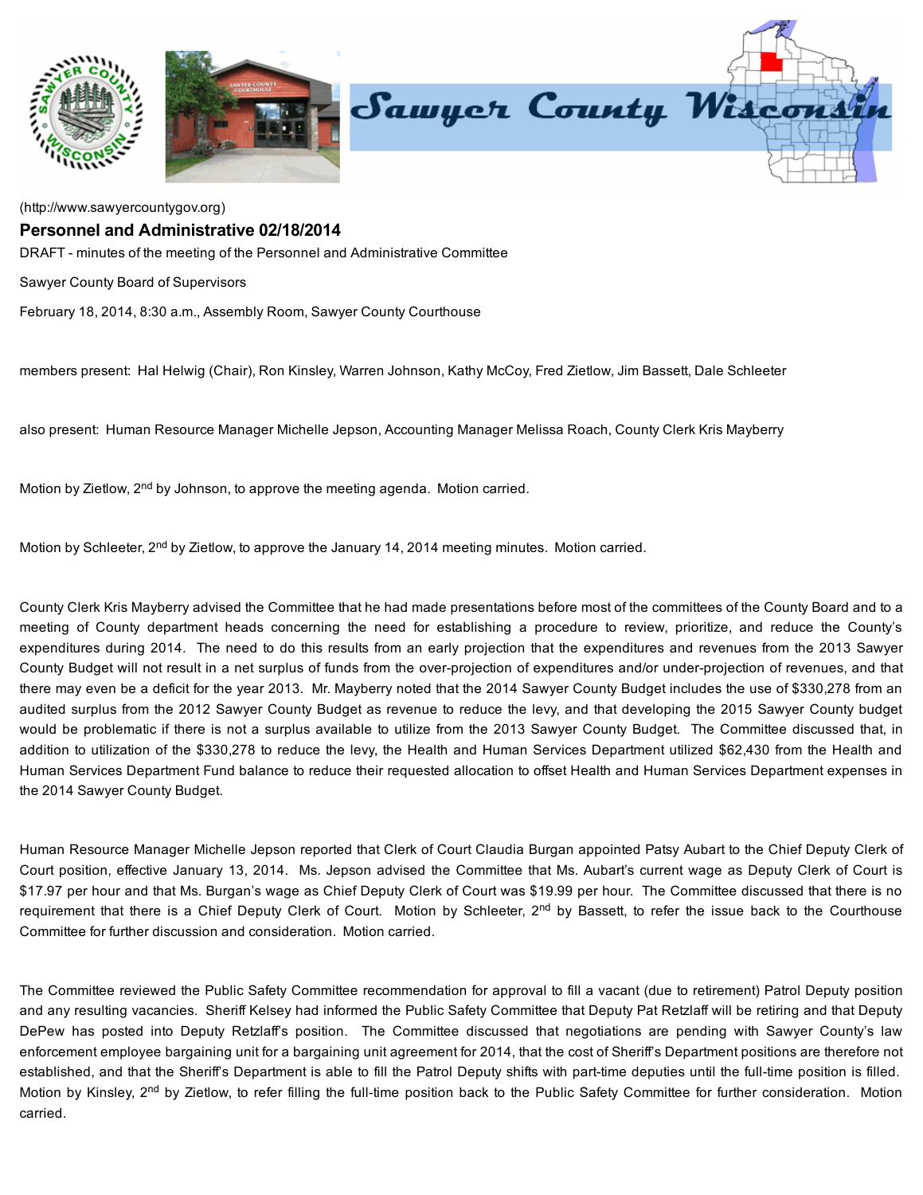(http://www.sawyercountygov.org)

## Personnel and Administrative 02/18/2014

DRAFT - minutes of the meeting of the Personnel and Administrative Committee

Sawyer County Board of Supervisors

February 18, 2014, 8:30 a.m., Assembly Room, Sawyer County Courthouse

members present: Hal Helwig (Chair), Ron Kinsley, Warren Johnson, Kathy McCoy, Fred Zietlow, Jim Bassett, Dale Schleeter

also present: Human Resource Manager Michelle Jepson, Accounting Manager Melissa Roach, County Clerk Kris Mayberry

Motion by Zietlow, 2nd by Johnson, to approve the meeting agenda. Motion carried.

Motion by Schleeter, 2nd by Zietlow, to approve the January 14, 2014 meeting minutes. Motion carried.

County Clerk Kris Mayberry advised the Committee that he had made presentations before most of the committees of the County Board and to a meeting of County department heads concerning the need for establishing a procedure to review, prioritize, and reduce the County's expenditures during 2014. The need to do this results from an early projection that the expenditures and revenues from the 2013 Sawyer County Budget will not result in a net surplus of funds from the over-projection of expenditures and/or under-projection of revenues, and that there may even be a deficit for the year 2013. Mr. Mayberry noted that the 2014 Sawyer County Budget includes the use of $330,278 from an audited surplus from the 2012 Sawyer County Budget as revenue to reduce the levy, and that developing the 2015 Sawyer County budget would be problematic if there is not a surplus available to utilize from the 2013 Sawyer County Budget. The Committee discussed that, in addition to utilization of the $330,278 to reduce the levy, the Health and Human Services Department utilized $62,430 from the Health and Human Services Department Fund balance to reduce their requested allocation to offset Health and Human Services Department expenses in the 2014 Sawyer County Budget.

Human Resource Manager Michelle Jepson reported that Clerk of Court Claudia Burgan appointed Patsy Aubart to the Chief Deputy Clerk of Court position, effective January 13, 2014. Ms. Jepson advised the Committee that Ms. Aubart's current wage as Deputy Clerk of Court is $17.97 per hour and that Ms. Burgan's wage as Chief Deputy Clerk of Court was $19.99 per hour. The Committee discussed that there is no requirement that there is a Chief Deputy Clerk of Court. Motion by Schleeter, 2nd by Bassett, to refer the issue back to the Courthouse Committee for further discussion and consideration. Motion carried.

The Committee reviewed the Public Safety Committee recommendation for approval to fill a vacant (due to retirement) Patrol Deputy position and any resulting vacancies. Sheriff Kelsey had informed the Public Safety Committee that Deputy Pat Retzlaff will be retiring and that Deputy DePew has posted into Deputy Retzlaff's position. The Committee discussed that negotiations are pending with Sawyer County's law enforcement employee bargaining unit for a bargaining unit agreement for 2014, that the cost of Sheriff's Department positions are therefore not established, and that the Sheriff's Department is able to fill the Patrol Deputy shifts with part-time deputies until the full-time position is filled. Motion by Kinsley, 2nd by Zietlow, to refer filling the full-time position back to the Public Safety Committee for further consideration. Motion carried.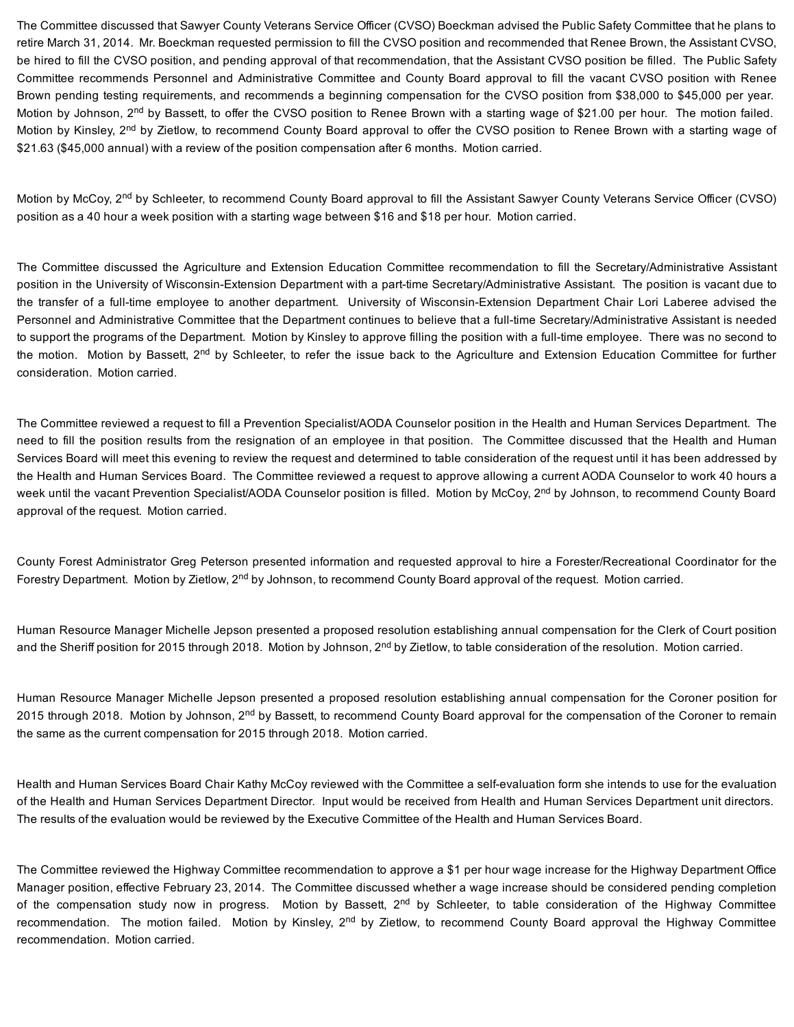The Committee discussed that Sawyer County Veterans Service Officer (CVSO) Boeckman advised the Public Safety Committee that he plans to retire March 31, 2014. Mr. Boeckman requested permission to fill the CVSO position and recommended that Renee Brown, the Assistant CVSO, be hired to fill the CVSO position, and pending approval of that recommendation, that the Assistant CVSO position be filled. The Public Safety Committee recommends Personnel and Administrative Committee and County Board approval to fill the vacant CVSO position with Renee Brown pending testing requirements, and recommends a beginning compensation for the CVSO position from $38,000 to $45,000 per year. Motion by Johnson, 2nd by Bassett, to offer the CVSO position to Renee Brown with a starting wage of $21.00 per hour. The motion failed. Motion by Kinsley, 2nd by Zietlow, to recommend County Board approval to offer the CVSO position to Renee Brown with a starting wage of $21.63 ($45,000 annual) with a review of the position compensation after 6 months. Motion carried.

Motion by McCoy, 2nd by Schleeter, to recommend County Board approval to fill the Assistant Sawyer County Veterans Service Officer (CVSO) position as a 40 hour a week position with a starting wage between $16 and $18 per hour. Motion carried.

The Committee discussed the Agriculture and Extension Education Committee recommendation to fill the Secretary/Administrative Assistant position in the University of Wisconsin-Extension Department with a part-time Secretary/Administrative Assistant. The position is vacant due to the transfer of a full-time employee to another department. University of Wisconsin-Extension Department Chair Lori Laberee advised the Personnel and Administrative Committee that the Department continues to believe that a full-time Secretary/Administrative Assistant is needed to support the programs of the Department. Motion by Kinsley to approve filling the position with a full-time employee. There was no second to the motion. Motion by Bassett, 2nd by Schleeter, to refer the issue back to the Agriculture and Extension Education Committee for further consideration. Motion carried.

The Committee reviewed a request to fill a Prevention Specialist/AODA Counselor position in the Health and Human Services Department. The need to fill the position results from the resignation of an employee in that position. The Committee discussed that the Health and Human Services Board will meet this evening to review the request and determined to table consideration of the request until it has been addressed by the Health and Human Services Board. The Committee reviewed a request to approve allowing a current AODA Counselor to work 40 hours a week until the vacant Prevention Specialist/AODA Counselor position is filled. Motion by McCoy, 2nd by Johnson, to recommend County Board approval of the request. Motion carried.

County Forest Administrator Greg Peterson presented information and requested approval to hire a Forester/Recreational Coordinator for the Forestry Department. Motion by Zietlow, 2nd by Johnson, to recommend County Board approval of the request. Motion carried.

Human Resource Manager Michelle Jepson presented a proposed resolution establishing annual compensation for the Clerk of Court position and the Sheriff position for 2015 through 2018. Motion by Johnson, 2nd by Zietlow, to table consideration of the resolution. Motion carried.

Human Resource Manager Michelle Jepson presented a proposed resolution establishing annual compensation for the Coroner position for 2015 through 2018. Motion by Johnson, 2nd by Bassett, to recommend County Board approval for the compensation of the Coroner to remain the same as the current compensation for 2015 through 2018. Motion carried.

Health and Human Services Board Chair Kathy McCoy reviewed with the Committee a self-evaluation form she intends to use for the evaluation of the Health and Human Services Department Director. Input would be received from Health and Human Services Department unit directors. The results of the evaluation would be reviewed by the Executive Committee of the Health and Human Services Board.

The Committee reviewed the Highway Committee recommendation to approve a $1 per hour wage increase for the Highway Department Office Manager position, effective February 23, 2014. The Committee discussed whether a wage increase should be considered pending completion of the compensation study now in progress. Motion by Bassett, 2nd by Schleeter, to table consideration of the Highway Committee recommendation. The motion failed. Motion by Kinsley, 2nd by Zietlow, to recommend County Board approval the Highway Committee recommendation. Motion carried.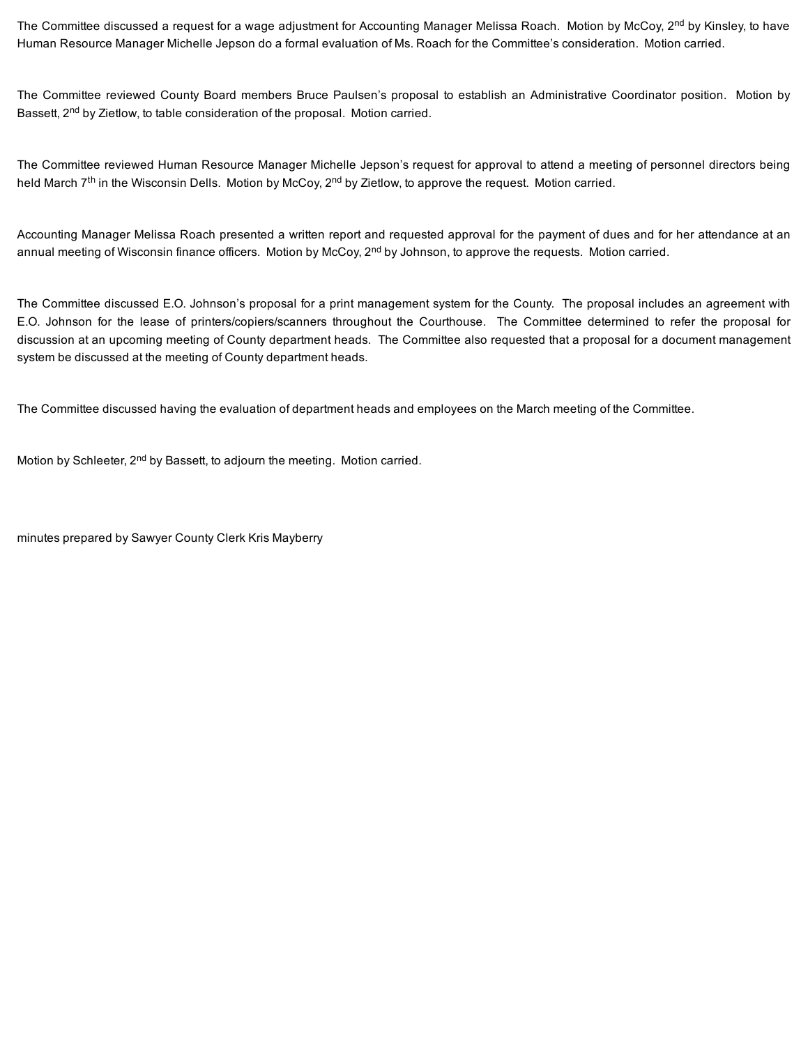The Committee discussed a request for a wage adjustment for Accounting Manager Melissa Roach. Motion by McCoy, 2nd by Kinsley, to have Human Resource Manager Michelle Jepson do a formal evaluation of Ms. Roach for the Committee's consideration. Motion carried.

The Committee reviewed County Board members Bruce Paulsen's proposal to establish an Administrative Coordinator position. Motion by Bassett, 2nd by Zietlow, to table consideration of the proposal. Motion carried.

The Committee reviewed Human Resource Manager Michelle Jepson's request for approval to attend a meeting of personnel directors being held March 7th in the Wisconsin Dells. Motion by McCoy, 2nd by Zietlow, to approve the request. Motion carried.

Accounting Manager Melissa Roach presented a written report and requested approval for the payment of dues and for her attendance at an annual meeting of Wisconsin finance officers. Motion by McCoy, 2nd by Johnson, to approve the requests. Motion carried.

The Committee discussed E.O. Johnson's proposal for a print management system for the County. The proposal includes an agreement with E.O. Johnson for the lease of printers/copiers/scanners throughout the Courthouse. The Committee determined to refer the proposal for discussion at an upcoming meeting of County department heads. The Committee also requested that a proposal for a document management system be discussed at the meeting of County department heads.

The Committee discussed having the evaluation of department heads and employees on the March meeting of the Committee.

Motion by Schleeter, 2nd by Bassett, to adjourn the meeting. Motion carried.

minutes prepared by Sawyer County Clerk Kris Mayberry